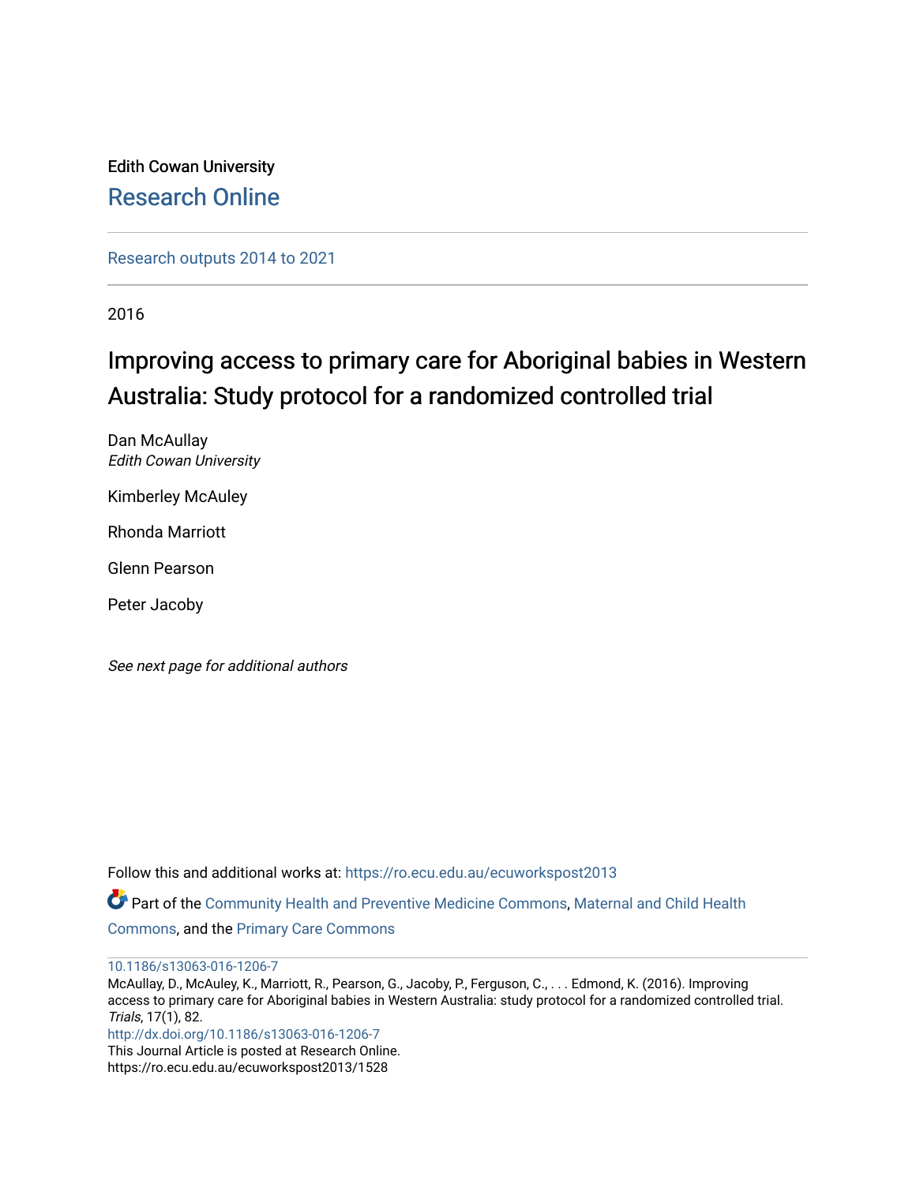Edith Cowan University

Research Online

Research outputs 2014 to 2021

2016

# Improving access to primary care for Aboriginal babies in Western Australia: Study protocol for a randomized controlled trial

Dan McAullay
*Edith Cowan University*

Kimberley McAuley

Rhonda Marriott

Glenn Pearson

Peter Jacoby

*See next page for additional authors*

Follow this and additional works at: https://ro.ecu.edu.au/ecuworkspost2013

Part of the Community Health and Preventive Medicine Commons, Maternal and Child Health Commons, and the Primary Care Commons

10.1186/s13063-016-1206-7

McAullay, D., McAuley, K., Marriott, R., Pearson, G., Jacoby, P., Ferguson, C., . . . Edmond, K. (2016). Improving access to primary care for Aboriginal babies in Western Australia: study protocol for a randomized controlled trial. *Trials*, 17(1), 82.

http://dx.doi.org/10.1186/s13063-016-1206-7

This Journal Article is posted at Research Online.

https://ro.ecu.edu.au/ecuworkspost2013/1528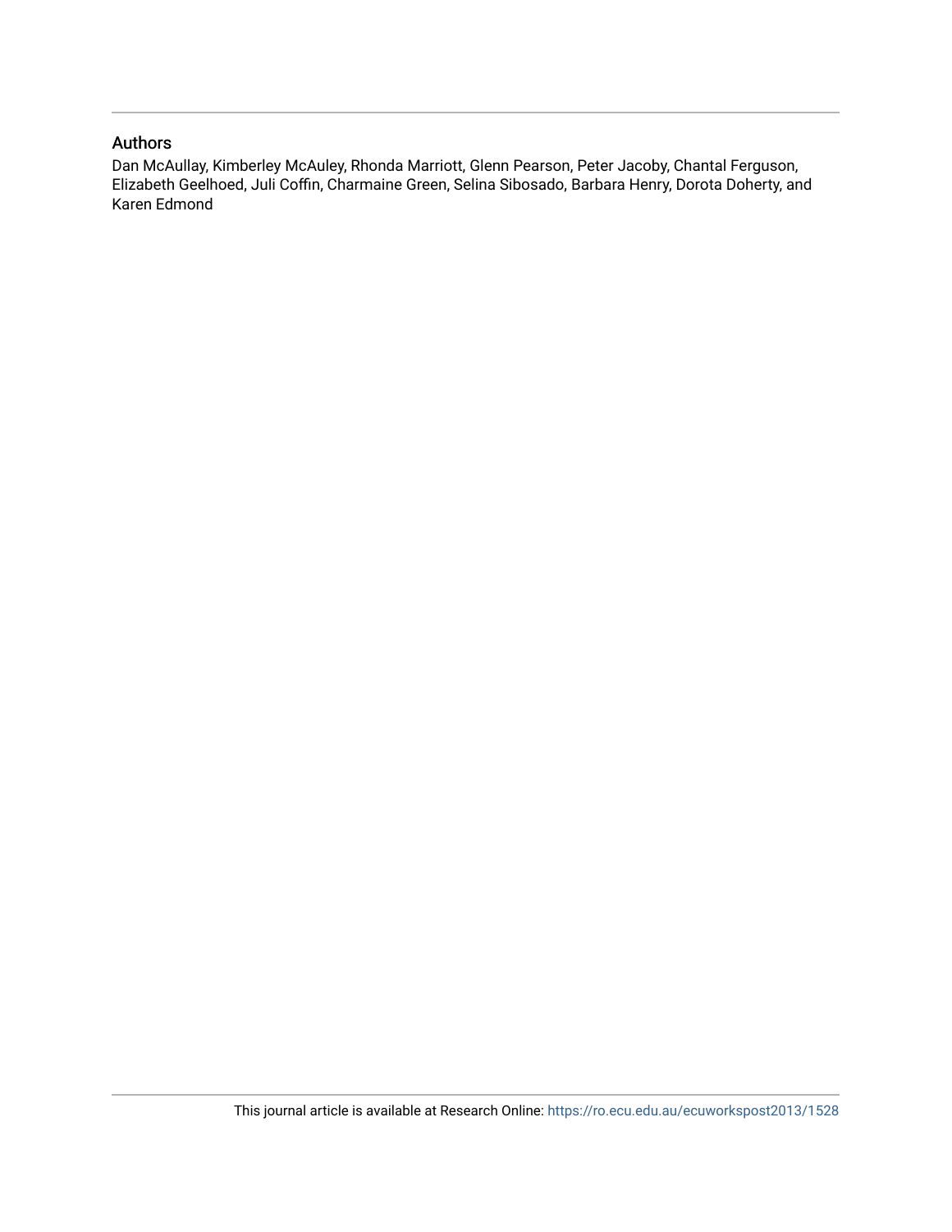## Authors

Dan McAullay, Kimberley McAuley, Rhonda Marriott, Glenn Pearson, Peter Jacoby, Chantal Ferguson, Elizabeth Geelhoed, Juli Coffin, Charmaine Green, Selina Sibosado, Barbara Henry, Dorota Doherty, and Karen Edmond

This journal article is available at Research Online: https://ro.ecu.edu.au/ecuworkspost2013/1528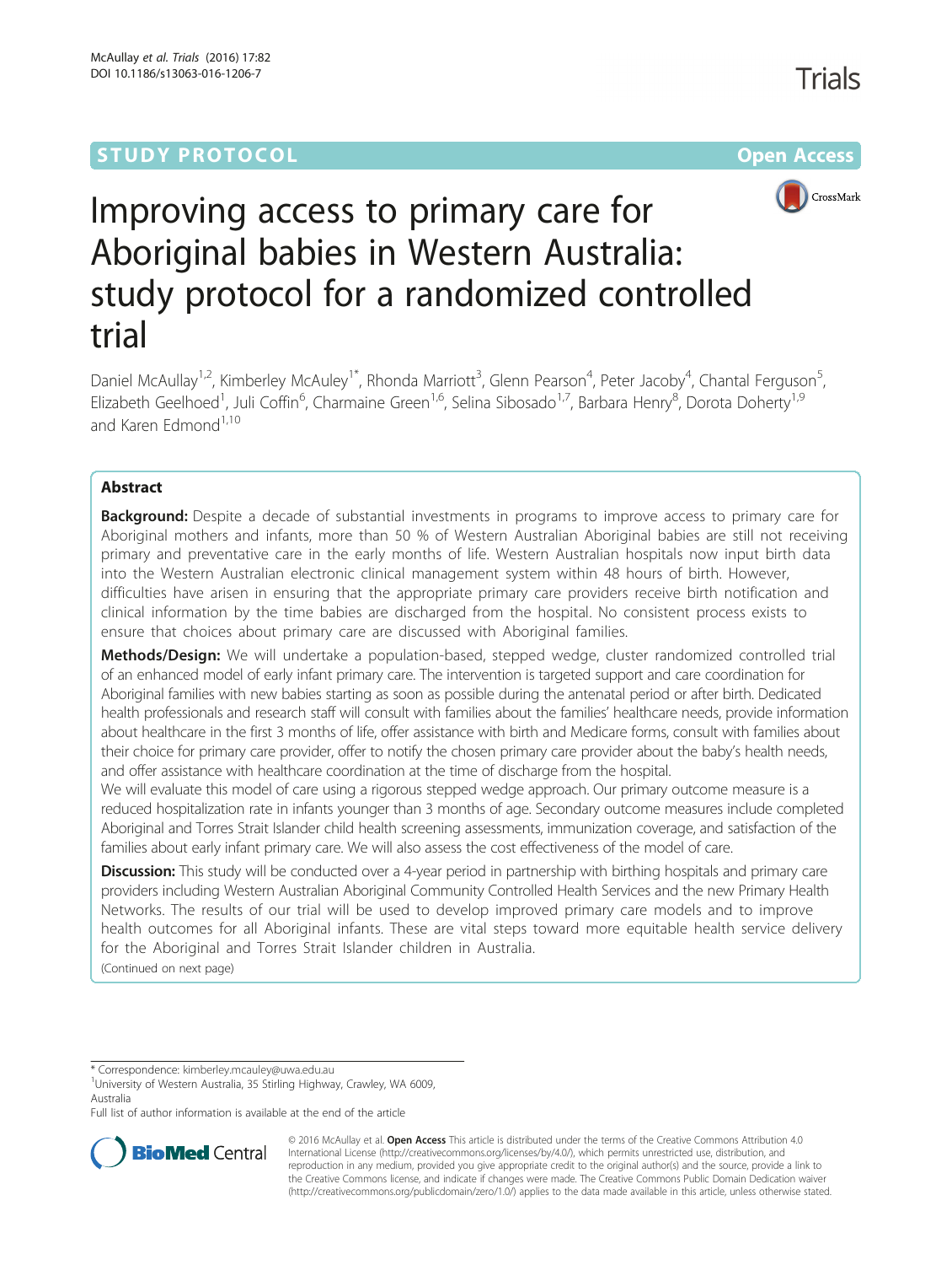# Improving access to primary care for Aboriginal babies in Western Australia: study protocol for a randomized controlled trial

Daniel McAullay[1,2], Kimberley McAuley[1*], Rhonda Marriott[3], Glenn Pearson[4], Peter Jacoby[4], Chantal Ferguson[5], Elizabeth Geelhoed[1], Juli Coffin[6], Charmaine Green[1,6], Selina Sibosado[1,7], Barbara Henry[8], Dorota Doherty[1,9] and Karen Edmond[1,10]

## Abstract

**Background:** Despite a decade of substantial investments in programs to improve access to primary care for Aboriginal mothers and infants, more than 50 % of Western Australian Aboriginal babies are still not receiving primary and preventative care in the early months of life. Western Australian hospitals now input birth data into the Western Australian electronic clinical management system within 48 hours of birth. However, difficulties have arisen in ensuring that the appropriate primary care providers receive birth notification and clinical information by the time babies are discharged from the hospital. No consistent process exists to ensure that choices about primary care are discussed with Aboriginal families.

**Methods/Design:** We will undertake a population-based, stepped wedge, cluster randomized controlled trial of an enhanced model of early infant primary care. The intervention is targeted support and care coordination for Aboriginal families with new babies starting as soon as possible during the antenatal period or after birth. Dedicated health professionals and research staff will consult with families about the families' healthcare needs, provide information about healthcare in the first 3 months of life, offer assistance with birth and Medicare forms, consult with families about their choice for primary care provider, offer to notify the chosen primary care provider about the baby's health needs, and offer assistance with healthcare coordination at the time of discharge from the hospital.

We will evaluate this model of care using a rigorous stepped wedge approach. Our primary outcome measure is a reduced hospitalization rate in infants younger than 3 months of age. Secondary outcome measures include completed Aboriginal and Torres Strait Islander child health screening assessments, immunization coverage, and satisfaction of the families about early infant primary care. We will also assess the cost effectiveness of the model of care.

**Discussion:** This study will be conducted over a 4-year period in partnership with birthing hospitals and primary care providers including Western Australian Aboriginal Community Controlled Health Services and the new Primary Health Networks. The results of our trial will be used to develop improved primary care models and to improve health outcomes for all Aboriginal infants. These are vital steps toward more equitable health service delivery for the Aboriginal and Torres Strait Islander children in Australia.

(Continued on next page)

\* Correspondence: kimberley.mcauley@uwa.edu.au

[1]University of Western Australia, 35 Stirling Highway, Crawley, WA 6009, Australia

Full list of author information is available at the end of the article

© 2016 McAullay et al. **Open Access** This article is distributed under the terms of the Creative Commons Attribution 4.0 International License (http://creativecommons.org/licenses/by/4.0/), which permits unrestricted use, distribution, and reproduction in any medium, provided you give appropriate credit to the original author(s) and the source, provide a link to the Creative Commons license, and indicate if changes were made. The Creative Commons Public Domain Dedication waiver (http://creativecommons.org/publicdomain/zero/1.0/) applies to the data made available in this article, unless otherwise stated.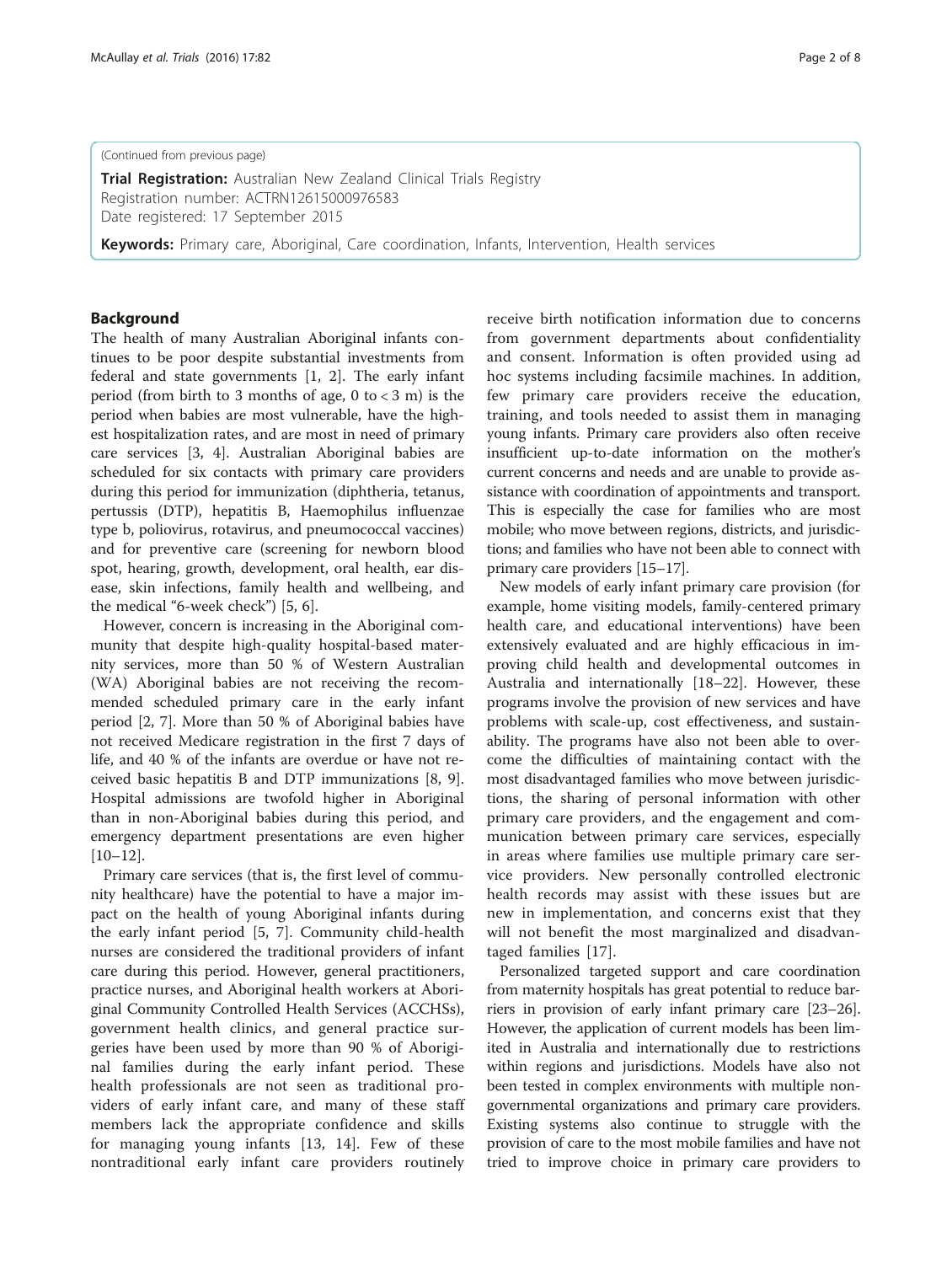(Continued from previous page)

**Trial Registration:** Australian New Zealand Clinical Trials Registry
Registration number: ACTRN12615000976583
Date registered: 17 September 2015

**Keywords:** Primary care, Aboriginal, Care coordination, Infants, Intervention, Health services

## Background

The health of many Australian Aboriginal infants continues to be poor despite substantial investments from federal and state governments [1, 2]. The early infant period (from birth to 3 months of age, 0 to < 3 m) is the period when babies are most vulnerable, have the highest hospitalization rates, and are most in need of primary care services [3, 4]. Australian Aboriginal babies are scheduled for six contacts with primary care providers during this period for immunization (diphtheria, tetanus, pertussis (DTP), hepatitis B, Haemophilus influenzae type b, poliovirus, rotavirus, and pneumococcal vaccines) and for preventive care (screening for newborn blood spot, hearing, growth, development, oral health, ear disease, skin infections, family health and wellbeing, and the medical "6-week check") [5, 6].

However, concern is increasing in the Aboriginal community that despite high-quality hospital-based maternity services, more than 50 % of Western Australian (WA) Aboriginal babies are not receiving the recommended scheduled primary care in the early infant period [2, 7]. More than 50 % of Aboriginal babies have not received Medicare registration in the first 7 days of life, and 40 % of the infants are overdue or have not received basic hepatitis B and DTP immunizations [8, 9]. Hospital admissions are twofold higher in Aboriginal than in non-Aboriginal babies during this period, and emergency department presentations are even higher [10–12].

Primary care services (that is, the first level of community healthcare) have the potential to have a major impact on the health of young Aboriginal infants during the early infant period [5, 7]. Community child-health nurses are considered the traditional providers of infant care during this period. However, general practitioners, practice nurses, and Aboriginal health workers at Aboriginal Community Controlled Health Services (ACCHSs), government health clinics, and general practice surgeries have been used by more than 90 % of Aboriginal families during the early infant period. These health professionals are not seen as traditional providers of early infant care, and many of these staff members lack the appropriate confidence and skills for managing young infants [13, 14]. Few of these nontraditional early infant care providers routinely receive birth notification information due to concerns from government departments about confidentiality and consent. Information is often provided using ad hoc systems including facsimile machines. In addition, few primary care providers receive the education, training, and tools needed to assist them in managing young infants. Primary care providers also often receive insufficient up-to-date information on the mother's current concerns and needs and are unable to provide assistance with coordination of appointments and transport. This is especially the case for families who are most mobile; who move between regions, districts, and jurisdictions; and families who have not been able to connect with primary care providers [15–17].

New models of early infant primary care provision (for example, home visiting models, family-centered primary health care, and educational interventions) have been extensively evaluated and are highly efficacious in improving child health and developmental outcomes in Australia and internationally [18–22]. However, these programs involve the provision of new services and have problems with scale-up, cost effectiveness, and sustainability. The programs have also not been able to overcome the difficulties of maintaining contact with the most disadvantaged families who move between jurisdictions, the sharing of personal information with other primary care providers, and the engagement and communication between primary care services, especially in areas where families use multiple primary care service providers. New personally controlled electronic health records may assist with these issues but are new in implementation, and concerns exist that they will not benefit the most marginalized and disadvantaged families [17].

Personalized targeted support and care coordination from maternity hospitals has great potential to reduce barriers in provision of early infant primary care [23–26]. However, the application of current models has been limited in Australia and internationally due to restrictions within regions and jurisdictions. Models have also not been tested in complex environments with multiple nongovernmental organizations and primary care providers. Existing systems also continue to struggle with the provision of care to the most mobile families and have not tried to improve choice in primary care providers to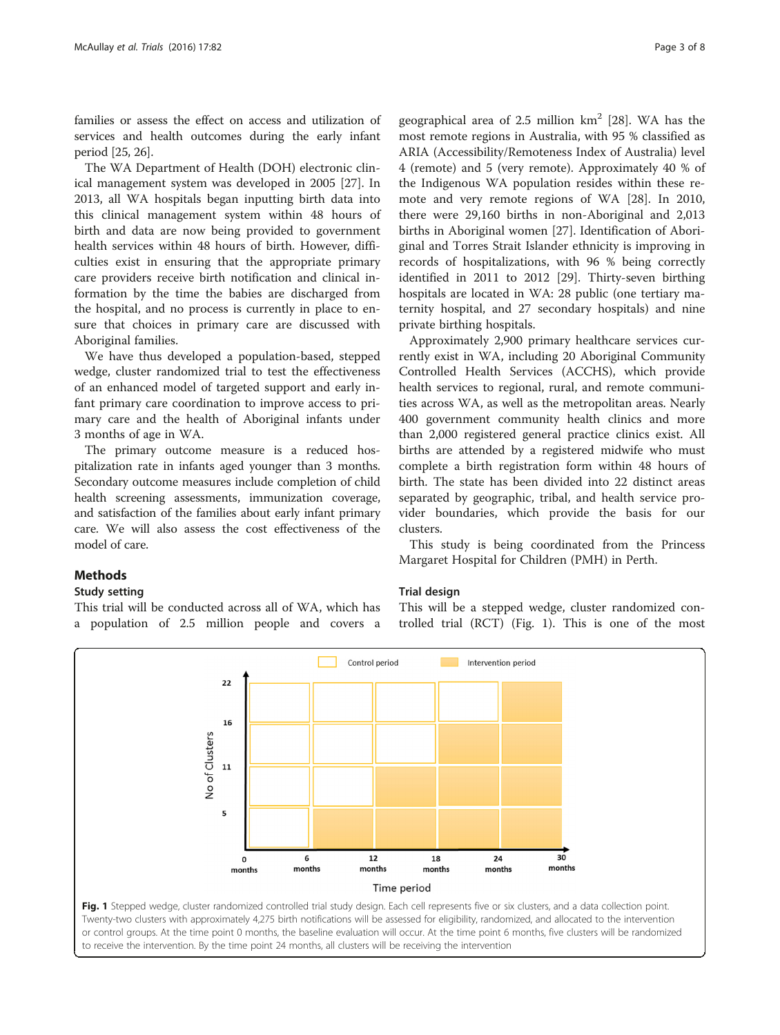families or assess the effect on access and utilization of services and health outcomes during the early infant period [25, 26].

The WA Department of Health (DOH) electronic clinical management system was developed in 2005 [27]. In 2013, all WA hospitals began inputting birth data into this clinical management system within 48 hours of birth and data are now being provided to government health services within 48 hours of birth. However, difficulties exist in ensuring that the appropriate primary care providers receive birth notification and clinical information by the time the babies are discharged from the hospital, and no process is currently in place to ensure that choices in primary care are discussed with Aboriginal families.

We have thus developed a population-based, stepped wedge, cluster randomized trial to test the effectiveness of an enhanced model of targeted support and early infant primary care coordination to improve access to primary care and the health of Aboriginal infants under 3 months of age in WA.

The primary outcome measure is a reduced hospitalization rate in infants aged younger than 3 months. Secondary outcome measures include completion of child health screening assessments, immunization coverage, and satisfaction of the families about early infant primary care. We will also assess the cost effectiveness of the model of care.

## Methods

### Study setting

This trial will be conducted across all of WA, which has a population of 2.5 million people and covers a geographical area of 2.5 million km$^2$ [28]. WA has the most remote regions in Australia, with 95 % classified as ARIA (Accessibility/Remoteness Index of Australia) level 4 (remote) and 5 (very remote). Approximately 40 % of the Indigenous WA population resides within these remote and very remote regions of WA [28]. In 2010, there were 29,160 births in non-Aboriginal and 2,013 births in Aboriginal women [27]. Identification of Aboriginal and Torres Strait Islander ethnicity is improving in records of hospitalizations, with 96 % being correctly identified in 2011 to 2012 [29]. Thirty-seven birthing hospitals are located in WA: 28 public (one tertiary maternity hospital, and 27 secondary hospitals) and nine private birthing hospitals.

Approximately 2,900 primary healthcare services currently exist in WA, including 20 Aboriginal Community Controlled Health Services (ACCHS), which provide health services to regional, rural, and remote communities across WA, as well as the metropolitan areas. Nearly 400 government community health clinics and more than 2,000 registered general practice clinics exist. All births are attended by a registered midwife who must complete a birth registration form within 48 hours of birth. The state has been divided into 22 distinct areas separated by geographic, tribal, and health service provider boundaries, which provide the basis for our clusters.

This study is being coordinated from the Princess Margaret Hospital for Children (PMH) in Perth.

### Trial design

This will be a stepped wedge, cluster randomized controlled trial (RCT) (Fig. 1). This is one of the most

**Fig. 1** Stepped wedge, cluster randomized controlled trial study design. Each cell represents five or six clusters, and a data collection point. Twenty-two clusters with approximately 4,275 birth notifications will be assessed for eligibility, randomized, and allocated to the intervention or control groups. At the time point 0 months, the baseline evaluation will occur. At the time point 6 months, five clusters will be randomized to receive the intervention. By the time point 24 months, all clusters will be receiving the intervention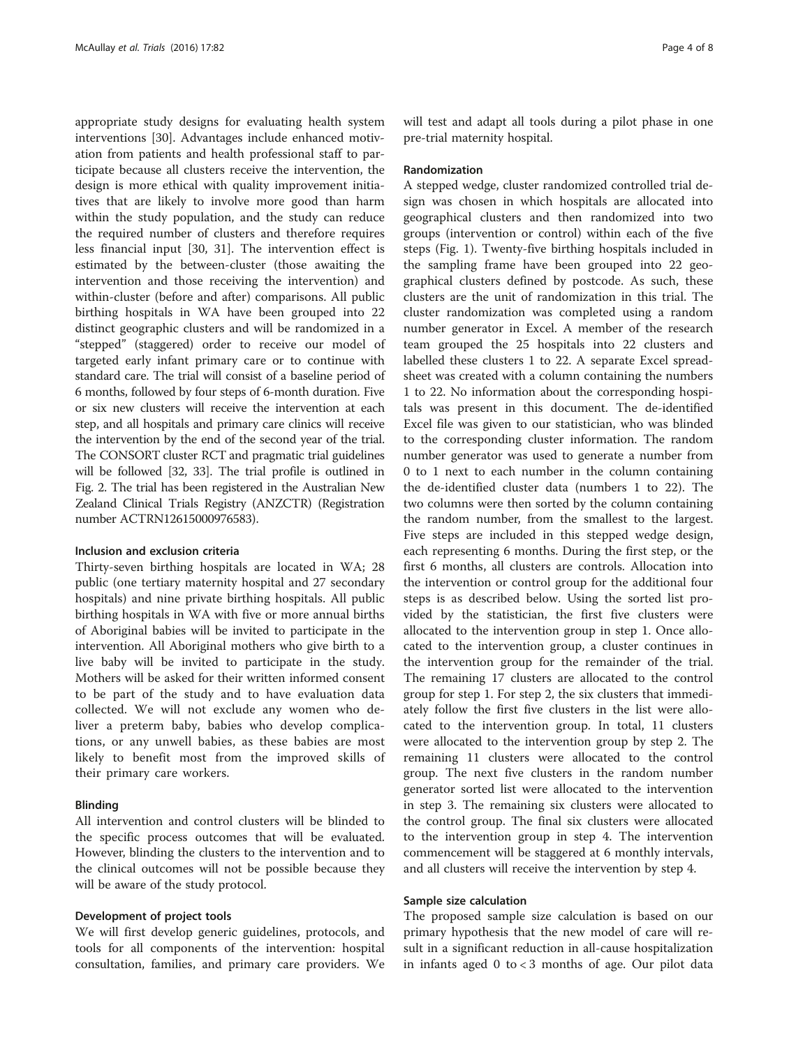appropriate study designs for evaluating health system interventions [30]. Advantages include enhanced motivation from patients and health professional staff to participate because all clusters receive the intervention, the design is more ethical with quality improvement initiatives that are likely to involve more good than harm within the study population, and the study can reduce the required number of clusters and therefore requires less financial input [30, 31]. The intervention effect is estimated by the between-cluster (those awaiting the intervention and those receiving the intervention) and within-cluster (before and after) comparisons. All public birthing hospitals in WA have been grouped into 22 distinct geographic clusters and will be randomized in a "stepped" (staggered) order to receive our model of targeted early infant primary care or to continue with standard care. The trial will consist of a baseline period of 6 months, followed by four steps of 6-month duration. Five or six new clusters will receive the intervention at each step, and all hospitals and primary care clinics will receive the intervention by the end of the second year of the trial. The CONSORT cluster RCT and pragmatic trial guidelines will be followed [32, 33]. The trial profile is outlined in Fig. 2. The trial has been registered in the Australian New Zealand Clinical Trials Registry (ANZCTR) (Registration number ACTRN12615000976583).

### Inclusion and exclusion criteria

Thirty-seven birthing hospitals are located in WA; 28 public (one tertiary maternity hospital and 27 secondary hospitals) and nine private birthing hospitals. All public birthing hospitals in WA with five or more annual births of Aboriginal babies will be invited to participate in the intervention. All Aboriginal mothers who give birth to a live baby will be invited to participate in the study. Mothers will be asked for their written informed consent to be part of the study and to have evaluation data collected. We will not exclude any women who deliver a preterm baby, babies who develop complications, or any unwell babies, as these babies are most likely to benefit most from the improved skills of their primary care workers.

### Blinding

All intervention and control clusters will be blinded to the specific process outcomes that will be evaluated. However, blinding the clusters to the intervention and to the clinical outcomes will not be possible because they will be aware of the study protocol.

### Development of project tools

We will first develop generic guidelines, protocols, and tools for all components of the intervention: hospital consultation, families, and primary care providers. We will test and adapt all tools during a pilot phase in one pre-trial maternity hospital.

### Randomization

A stepped wedge, cluster randomized controlled trial design was chosen in which hospitals are allocated into geographical clusters and then randomized into two groups (intervention or control) within each of the five steps (Fig. 1). Twenty-five birthing hospitals included in the sampling frame have been grouped into 22 geographical clusters defined by postcode. As such, these clusters are the unit of randomization in this trial. The cluster randomization was completed using a random number generator in Excel. A member of the research team grouped the 25 hospitals into 22 clusters and labelled these clusters 1 to 22. A separate Excel spreadsheet was created with a column containing the numbers 1 to 22. No information about the corresponding hospitals was present in this document. The de-identified Excel file was given to our statistician, who was blinded to the corresponding cluster information. The random number generator was used to generate a number from 0 to 1 next to each number in the column containing the de-identified cluster data (numbers 1 to 22). The two columns were then sorted by the column containing the random number, from the smallest to the largest. Five steps are included in this stepped wedge design, each representing 6 months. During the first step, or the first 6 months, all clusters are controls. Allocation into the intervention or control group for the additional four steps is as described below. Using the sorted list provided by the statistician, the first five clusters were allocated to the intervention group in step 1. Once allocated to the intervention group, a cluster continues in the intervention group for the remainder of the trial. The remaining 17 clusters are allocated to the control group for step 1. For step 2, the six clusters that immediately follow the first five clusters in the list were allocated to the intervention group. In total, 11 clusters were allocated to the intervention group by step 2. The remaining 11 clusters were allocated to the control group. The next five clusters in the random number generator sorted list were allocated to the intervention in step 3. The remaining six clusters were allocated to the control group. The final six clusters were allocated to the intervention group in step 4. The intervention commencement will be staggered at 6 monthly intervals, and all clusters will receive the intervention by step 4.

### Sample size calculation

The proposed sample size calculation is based on our primary hypothesis that the new model of care will result in a significant reduction in all-cause hospitalization in infants aged 0 to < 3 months of age. Our pilot data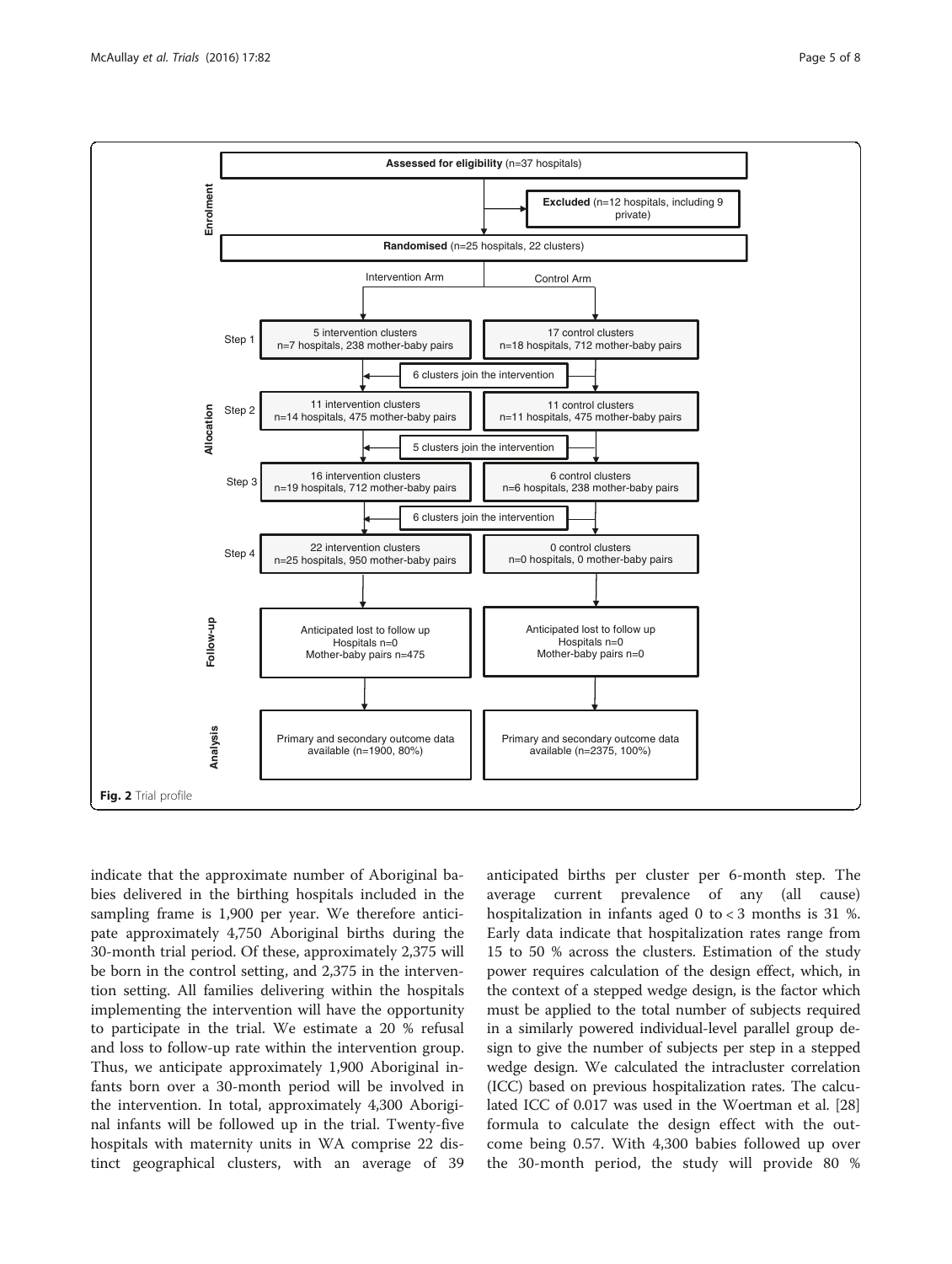**Enrolment**

**Assessed for eligibility** (n=37 hospitals)

**Excluded** (n=12 hospitals, including 9 private)

**Randomised** (n=25 hospitals, 22 clusters)

**Allocation**

| | Intervention Arm | Control Arm |
|---|---|---|
| Step 1 | 5 intervention clusters n=7 hospitals, 238 mother-baby pairs | 17 control clusters n=18 hospitals, 712 mother-baby pairs |
| | 6 clusters join the intervention | |
| Step 2 | 11 intervention clusters n=14 hospitals, 475 mother-baby pairs | 11 control clusters n=11 hospitals, 475 mother-baby pairs |
| | 5 clusters join the intervention | |
| Step 3 | 16 intervention clusters n=19 hospitals, 712 mother-baby pairs | 6 control clusters n=6 hospitals, 238 mother-baby pairs |
| | 6 clusters join the intervention | |
| Step 4 | 22 intervention clusters n=25 hospitals, 950 mother-baby pairs | 0 control clusters n=0 hospitals, 0 mother-baby pairs |

**Follow-up**

| Intervention Arm | Control Arm |
|---|---|
| Anticipated lost to follow up Hospitals n=0 Mother-baby pairs n=475 | Anticipated lost to follow up Hospitals n=0 Mother-baby pairs n=0 |

**Analysis**

| Intervention Arm | Control Arm |
|---|---|
| Primary and secondary outcome data available (n=1900, 80%) | Primary and secondary outcome data available (n=2375, 100%) |

**Fig. 2** Trial profile

indicate that the approximate number of Aboriginal babies delivered in the birthing hospitals included in the sampling frame is 1,900 per year. We therefore anticipate approximately 4,750 Aboriginal births during the 30-month trial period. Of these, approximately 2,375 will be born in the control setting, and 2,375 in the intervention setting. All families delivering within the hospitals implementing the intervention will have the opportunity to participate in the trial. We estimate a 20 % refusal and loss to follow-up rate within the intervention group. Thus, we anticipate approximately 1,900 Aboriginal infants born over a 30-month period will be involved in the intervention. In total, approximately 4,300 Aboriginal infants will be followed up in the trial. Twenty-five hospitals with maternity units in WA comprise 22 distinct geographical clusters, with an average of 39 anticipated births per cluster per 6-month step. The average current prevalence of any (all cause) hospitalization in infants aged 0 to < 3 months is 31 %. Early data indicate that hospitalization rates range from 15 to 50 % across the clusters. Estimation of the study power requires calculation of the design effect, which, in the context of a stepped wedge design, is the factor which must be applied to the total number of subjects required in a similarly powered individual-level parallel group design to give the number of subjects per step in a stepped wedge design. We calculated the intracluster correlation (ICC) based on previous hospitalization rates. The calculated ICC of 0.017 was used in the Woertman et al. [28] formula to calculate the design effect with the outcome being 0.57. With 4,300 babies followed up over the 30-month period, the study will provide 80 %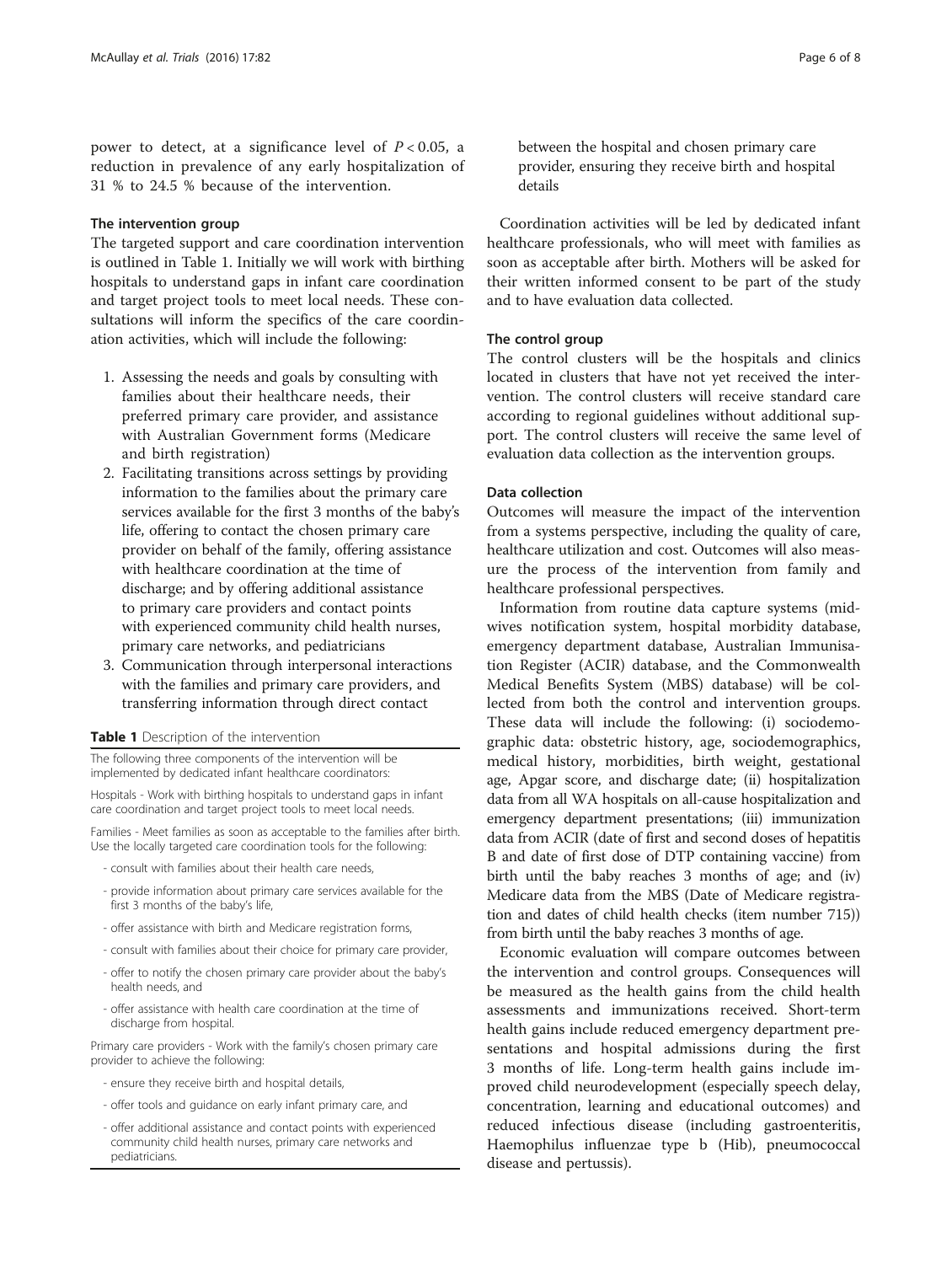power to detect, at a significance level of $P < 0.05$, a reduction in prevalence of any early hospitalization of 31 % to 24.5 % because of the intervention.

### The intervention group

The targeted support and care coordination intervention is outlined in Table 1. Initially we will work with birthing hospitals to understand gaps in infant care coordination and target project tools to meet local needs. These consultations will inform the specifics of the care coordination activities, which will include the following:

1. Assessing the needs and goals by consulting with families about their healthcare needs, their preferred primary care provider, and assistance with Australian Government forms (Medicare and birth registration)
2. Facilitating transitions across settings by providing information to the families about the primary care services available for the first 3 months of the baby's life, offering to contact the chosen primary care provider on behalf of the family, offering assistance with healthcare coordination at the time of discharge; and by offering additional assistance to primary care providers and contact points with experienced community child health nurses, primary care networks, and pediatricians
3. Communication through interpersonal interactions with the families and primary care providers, and transferring information through direct contact between the hospital and chosen primary care provider, ensuring they receive birth and hospital details

**Table 1** Description of the intervention

The following three components of the intervention will be implemented by dedicated infant healthcare coordinators:

Hospitals - Work with birthing hospitals to understand gaps in infant care coordination and target project tools to meet local needs.

Families - Meet families as soon as acceptable to the families after birth. Use the locally targeted care coordination tools for the following:

- consult with families about their health care needs,
- provide information about primary care services available for the first 3 months of the baby's life,
- offer assistance with birth and Medicare registration forms,
- consult with families about their choice for primary care provider,
- offer to notify the chosen primary care provider about the baby's health needs, and
- offer assistance with health care coordination at the time of discharge from hospital.

Primary care providers - Work with the family's chosen primary care provider to achieve the following:

- ensure they receive birth and hospital details,
- offer tools and guidance on early infant primary care, and
- offer additional assistance and contact points with experienced community child health nurses, primary care networks and pediatricians.

Coordination activities will be led by dedicated infant healthcare professionals, who will meet with families as soon as acceptable after birth. Mothers will be asked for their written informed consent to be part of the study and to have evaluation data collected.

### The control group

The control clusters will be the hospitals and clinics located in clusters that have not yet received the intervention. The control clusters will receive standard care according to regional guidelines without additional support. The control clusters will receive the same level of evaluation data collection as the intervention groups.

### Data collection

Outcomes will measure the impact of the intervention from a systems perspective, including the quality of care, healthcare utilization and cost. Outcomes will also measure the process of the intervention from family and healthcare professional perspectives.

Information from routine data capture systems (midwives notification system, hospital morbidity database, emergency department database, Australian Immunisation Register (ACIR) database, and the Commonwealth Medical Benefits System (MBS) database) will be collected from both the control and intervention groups. These data will include the following: (i) sociodemographic data: obstetric history, age, sociodemographics, medical history, morbidities, birth weight, gestational age, Apgar score, and discharge date; (ii) hospitalization data from all WA hospitals on all-cause hospitalization and emergency department presentations; (iii) immunization data from ACIR (date of first and second doses of hepatitis B and date of first dose of DTP containing vaccine) from birth until the baby reaches 3 months of age; and (iv) Medicare data from the MBS (Date of Medicare registration and dates of child health checks (item number 715)) from birth until the baby reaches 3 months of age.

Economic evaluation will compare outcomes between the intervention and control groups. Consequences will be measured as the health gains from the child health assessments and immunizations received. Short-term health gains include reduced emergency department presentations and hospital admissions during the first 3 months of life. Long-term health gains include improved child neurodevelopment (especially speech delay, concentration, learning and educational outcomes) and reduced infectious disease (including gastroenteritis, Haemophilus influenzae type b (Hib), pneumococcal disease and pertussis).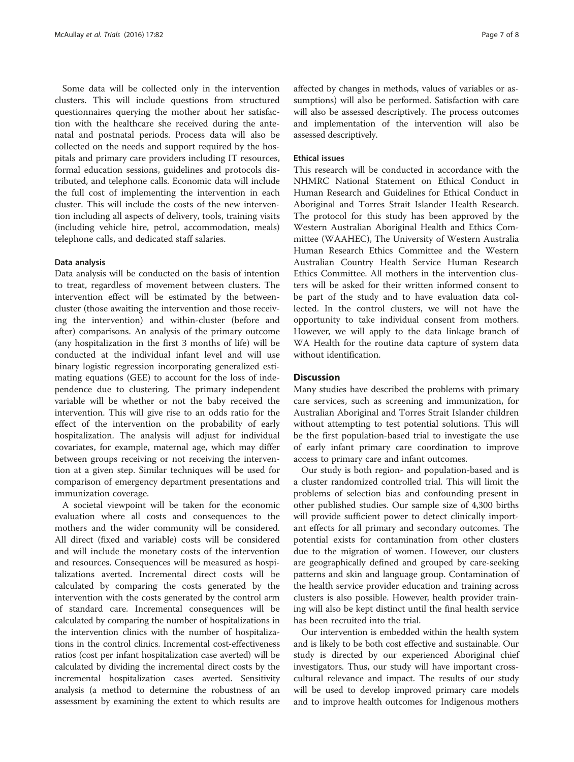Some data will be collected only in the intervention clusters. This will include questions from structured questionnaires querying the mother about her satisfaction with the healthcare she received during the antenatal and postnatal periods. Process data will also be collected on the needs and support required by the hospitals and primary care providers including IT resources, formal education sessions, guidelines and protocols distributed, and telephone calls. Economic data will include the full cost of implementing the intervention in each cluster. This will include the costs of the new intervention including all aspects of delivery, tools, training visits (including vehicle hire, petrol, accommodation, meals) telephone calls, and dedicated staff salaries.

#### Data analysis

Data analysis will be conducted on the basis of intention to treat, regardless of movement between clusters. The intervention effect will be estimated by the between-cluster (those awaiting the intervention and those receiving the intervention) and within-cluster (before and after) comparisons. An analysis of the primary outcome (any hospitalization in the first 3 months of life) will be conducted at the individual infant level and will use binary logistic regression incorporating generalized estimating equations (GEE) to account for the loss of independence due to clustering. The primary independent variable will be whether or not the baby received the intervention. This will give rise to an odds ratio for the effect of the intervention on the probability of early hospitalization. The analysis will adjust for individual covariates, for example, maternal age, which may differ between groups receiving or not receiving the intervention at a given step. Similar techniques will be used for comparison of emergency department presentations and immunization coverage.

A societal viewpoint will be taken for the economic evaluation where all costs and consequences to the mothers and the wider community will be considered. All direct (fixed and variable) costs will be considered and will include the monetary costs of the intervention and resources. Consequences will be measured as hospitalizations averted. Incremental direct costs will be calculated by comparing the costs generated by the intervention with the costs generated by the control arm of standard care. Incremental consequences will be calculated by comparing the number of hospitalizations in the intervention clinics with the number of hospitalizations in the control clinics. Incremental cost-effectiveness ratios (cost per infant hospitalization case averted) will be calculated by dividing the incremental direct costs by the incremental hospitalization cases averted. Sensitivity analysis (a method to determine the robustness of an assessment by examining the extent to which results are affected by changes in methods, values of variables or assumptions) will also be performed. Satisfaction with care will also be assessed descriptively. The process outcomes and implementation of the intervention will also be assessed descriptively.

#### Ethical issues

This research will be conducted in accordance with the NHMRC National Statement on Ethical Conduct in Human Research and Guidelines for Ethical Conduct in Aboriginal and Torres Strait Islander Health Research. The protocol for this study has been approved by the Western Australian Aboriginal Health and Ethics Committee (WAAHEC), The University of Western Australia Human Research Ethics Committee and the Western Australian Country Health Service Human Research Ethics Committee. All mothers in the intervention clusters will be asked for their written informed consent to be part of the study and to have evaluation data collected. In the control clusters, we will not have the opportunity to take individual consent from mothers. However, we will apply to the data linkage branch of WA Health for the routine data capture of system data without identification.

## Discussion

Many studies have described the problems with primary care services, such as screening and immunization, for Australian Aboriginal and Torres Strait Islander children without attempting to test potential solutions. This will be the first population-based trial to investigate the use of early infant primary care coordination to improve access to primary care and infant outcomes.

Our study is both region- and population-based and is a cluster randomized controlled trial. This will limit the problems of selection bias and confounding present in other published studies. Our sample size of 4,300 births will provide sufficient power to detect clinically important effects for all primary and secondary outcomes. The potential exists for contamination from other clusters due to the migration of women. However, our clusters are geographically defined and grouped by care-seeking patterns and skin and language group. Contamination of the health service provider education and training across clusters is also possible. However, health provider training will also be kept distinct until the final health service has been recruited into the trial.

Our intervention is embedded within the health system and is likely to be both cost effective and sustainable. Our study is directed by our experienced Aboriginal chief investigators. Thus, our study will have important cross-cultural relevance and impact. The results of our study will be used to develop improved primary care models and to improve health outcomes for Indigenous mothers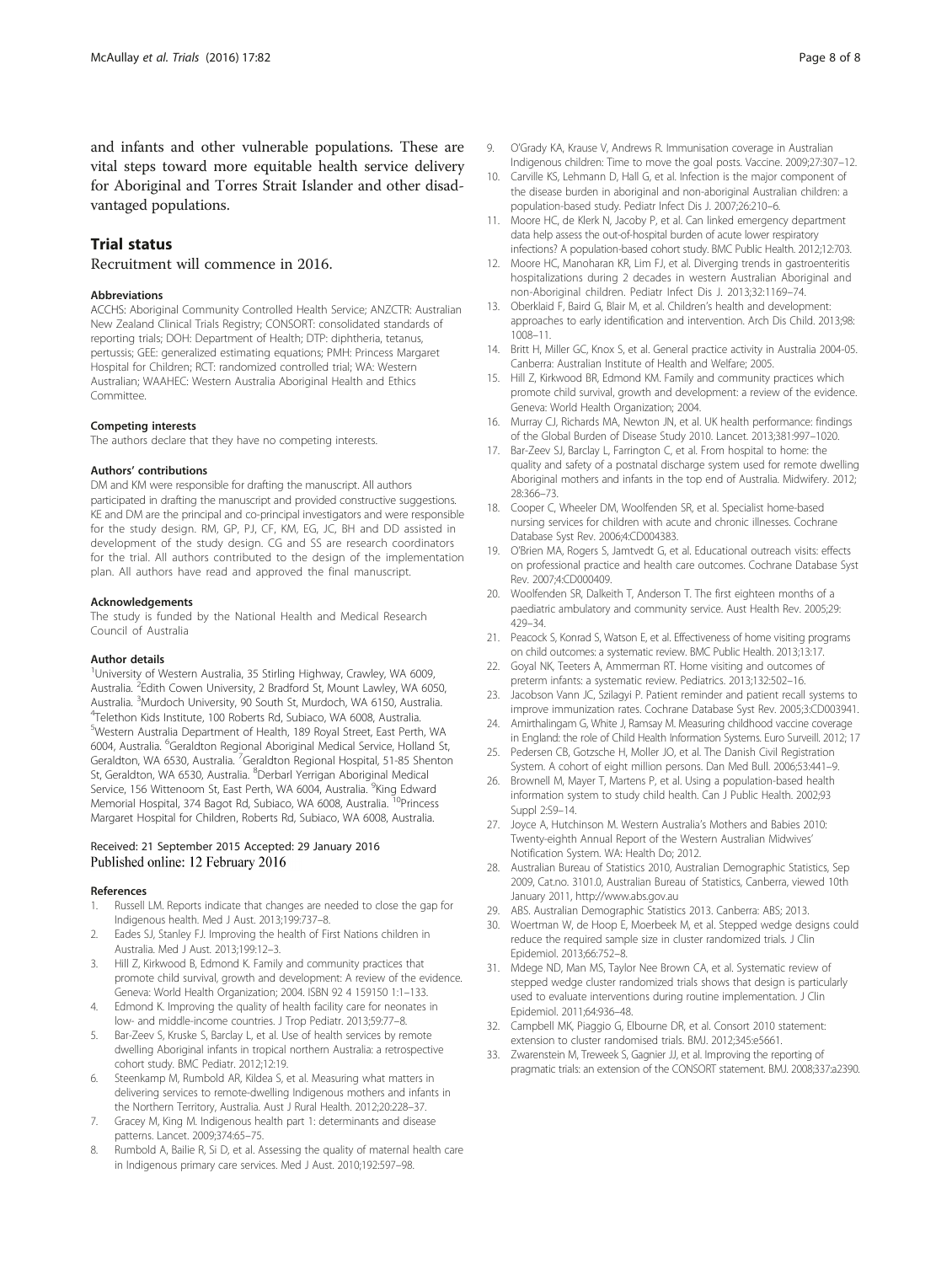and infants and other vulnerable populations. These are vital steps toward more equitable health service delivery for Aboriginal and Torres Strait Islander and other disadvantaged populations.

## Trial status

Recruitment will commence in 2016.

#### Abbreviations

ACCHS: Aboriginal Community Controlled Health Service; ANZCTR: Australian New Zealand Clinical Trials Registry; CONSORT: consolidated standards of reporting trials; DOH: Department of Health; DTP: diphtheria, tetanus, pertussis; GEE: generalized estimating equations; PMH: Princess Margaret Hospital for Children; RCT: randomized controlled trial; WA: Western Australian; WAAHEC: Western Australia Aboriginal Health and Ethics Committee.

#### Competing interests

The authors declare that they have no competing interests.

#### Authors' contributions

DM and KM were responsible for drafting the manuscript. All authors participated in drafting the manuscript and provided constructive suggestions. KE and DM are the principal and co-principal investigators and were responsible for the study design. RM, GP, PJ, CF, KM, EG, JC, BH and DD assisted in development of the study design. CG and SS are research coordinators for the trial. All authors contributed to the design of the implementation plan. All authors have read and approved the final manuscript.

#### Acknowledgements

The study is funded by the National Health and Medical Research Council of Australia

#### Author details

[1]University of Western Australia, 35 Stirling Highway, Crawley, WA 6009, Australia. [2]Edith Cowen University, 2 Bradford St, Mount Lawley, WA 6050, Australia. [3]Murdoch University, 90 South St, Murdoch, WA 6150, Australia. [4]Telethon Kids Institute, 100 Roberts Rd, Subiaco, WA 6008, Australia. [5]Western Australia Department of Health, 189 Royal Street, East Perth, WA 6004, Australia. [6]Geraldton Regional Aboriginal Medical Service, Holland St, Geraldton, WA 6530, Australia. [7]Geraldton Regional Hospital, 51-85 Shenton St, Geraldton, WA 6530, Australia. [8]Derbarl Yerrigan Aboriginal Medical Service, 156 Wittenoom St, East Perth, WA 6004, Australia. [9]King Edward Memorial Hospital, 374 Bagot Rd, Subiaco, WA 6008, Australia. [10]Princess Margaret Hospital for Children, Roberts Rd, Subiaco, WA 6008, Australia.

Received: 21 September 2015 Accepted: 29 January 2016
Published online: 12 February 2016

#### References

1. Russell LM. Reports indicate that changes are needed to close the gap for Indigenous health. Med J Aust. 2013;199:737–8.
2. Eades SJ, Stanley FJ. Improving the health of First Nations children in Australia. Med J Aust. 2013;199:12–3.
3. Hill Z, Kirkwood B, Edmond K. Family and community practices that promote child survival, growth and development: A review of the evidence. Geneva: World Health Organization; 2004. ISBN 92 4 159150 1:1–133.
4. Edmond K. Improving the quality of health facility care for neonates in low- and middle-income countries. J Trop Pediatr. 2013;59:77–8.
5. Bar-Zeev S, Kruske S, Barclay L, et al. Use of health services by remote dwelling Aboriginal infants in tropical northern Australia: a retrospective cohort study. BMC Pediatr. 2012;12:19.
6. Steenkamp M, Rumbold AR, Kildea S, et al. Measuring what matters in delivering services to remote-dwelling Indigenous mothers and infants in the Northern Territory, Australia. Aust J Rural Health. 2012;20:228–37.
7. Gracey M, King M. Indigenous health part 1: determinants and disease patterns. Lancet. 2009;374:65–75.
8. Rumbold A, Bailie R, Si D, et al. Assessing the quality of maternal health care in Indigenous primary care services. Med J Aust. 2010;192:597–98.
9. O'Grady KA, Krause V, Andrews R. Immunisation coverage in Australian Indigenous children: Time to move the goal posts. Vaccine. 2009;27:307–12.
10. Carville KS, Lehmann D, Hall G, et al. Infection is the major component of the disease burden in aboriginal and non-aboriginal Australian children: a population-based study. Pediatr Infect Dis J. 2007;26:210–6.
11. Moore HC, de Klerk N, Jacoby P, et al. Can linked emergency department data help assess the out-of-hospital burden of acute lower respiratory infections? A population-based cohort study. BMC Public Health. 2012;12:703.
12. Moore HC, Manoharan KR, Lim FJ, et al. Diverging trends in gastroenteritis hospitalizations during 2 decades in western Australian Aboriginal and non-Aboriginal children. Pediatr Infect Dis J. 2013;32:1169–74.
13. Oberklaid F, Baird G, Blair M, et al. Children's health and development: approaches to early identification and intervention. Arch Dis Child. 2013;98: 1008–11.
14. Britt H, Miller GC, Knox S, et al. General practice activity in Australia 2004-05. Canberra: Australian Institute of Health and Welfare; 2005.
15. Hill Z, Kirkwood BR, Edmond KM. Family and community practices which promote child survival, growth and development: a review of the evidence. Geneva: World Health Organization; 2004.
16. Murray CJ, Richards MA, Newton JN, et al. UK health performance: findings of the Global Burden of Disease Study 2010. Lancet. 2013;381:997–1020.
17. Bar-Zeev SJ, Barclay L, Farrington C, et al. From hospital to home: the quality and safety of a postnatal discharge system used for remote dwelling Aboriginal mothers and infants in the top end of Australia. Midwifery. 2012; 28:366–73.
18. Cooper C, Wheeler DM, Woolfenden SR, et al. Specialist home-based nursing services for children with acute and chronic illnesses. Cochrane Database Syst Rev. 2006;4:CD004383.
19. O'Brien MA, Rogers S, Jamtvedt G, et al. Educational outreach visits: effects on professional practice and health care outcomes. Cochrane Database Syst Rev. 2007;4:CD000409.
20. Woolfenden SR, Dalkeith T, Anderson T. The first eighteen months of a paediatric ambulatory and community service. Aust Health Rev. 2005;29: 429–34.
21. Peacock S, Konrad S, Watson E, et al. Effectiveness of home visiting programs on child outcomes: a systematic review. BMC Public Health. 2013;13:17.
22. Goyal NK, Teeters A, Ammerman RT. Home visiting and outcomes of preterm infants: a systematic review. Pediatrics. 2013;132:502–16.
23. Jacobson Vann JC, Szilagyi P. Patient reminder and patient recall systems to improve immunization rates. Cochrane Database Syst Rev. 2005;3:CD003941.
24. Amirthalingam G, White J, Ramsay M. Measuring childhood vaccine coverage in England: the role of Child Health Information Systems. Euro Surveill. 2012; 17
25. Pedersen CB, Gotzsche H, Moller JO, et al. The Danish Civil Registration System. A cohort of eight million persons. Dan Med Bull. 2006;53:441–9.
26. Brownell M, Mayer T, Martens P, et al. Using a population-based health information system to study child health. Can J Public Health. 2002;93 Suppl 2:S9–14.
27. Joyce A, Hutchinson M. Western Australia's Mothers and Babies 2010: Twenty-eighth Annual Report of the Western Australian Midwives' Notification System. WA: Health Do; 2012.
28. Australian Bureau of Statistics 2010, Australian Demographic Statistics, Sep 2009, Cat.no. 3101.0, Australian Bureau of Statistics, Canberra, viewed 10th January 2011, http://www.abs.gov.au
29. ABS. Australian Demographic Statistics 2013. Canberra: ABS; 2013.
30. Woertman W, de Hoop E, Moerbeek M, et al. Stepped wedge designs could reduce the required sample size in cluster randomized trials. J Clin Epidemiol. 2013;66:752–8.
31. Mdege ND, Man MS, Taylor Nee Brown CA, et al. Systematic review of stepped wedge cluster randomized trials shows that design is particularly used to evaluate interventions during routine implementation. J Clin Epidemiol. 2011;64:936–48.
32. Campbell MK, Piaggio G, Elbourne DR, et al. Consort 2010 statement: extension to cluster randomised trials. BMJ. 2012;345:e5661.
33. Zwarenstein M, Treweek S, Gagnier JJ, et al. Improving the reporting of pragmatic trials: an extension of the CONSORT statement. BMJ. 2008;337:a2390.